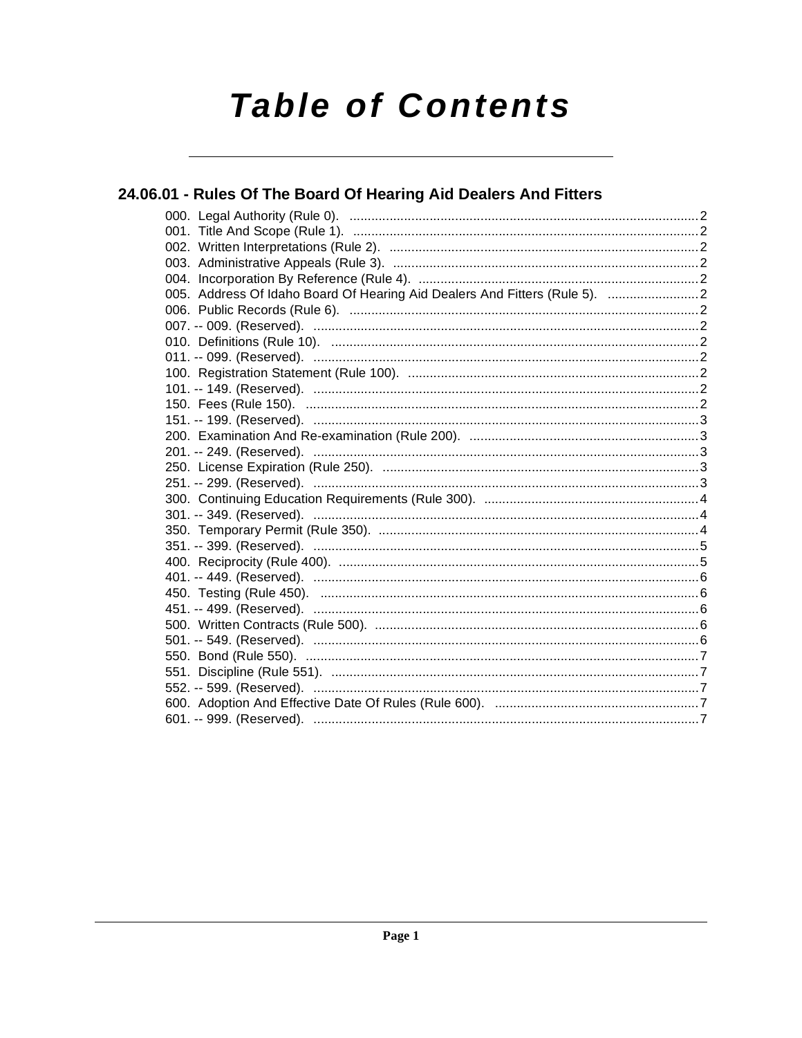# Table of Contents

## 24.06.01 - Rules Of The Board Of Hearing Aid Dealers And Fitters

000. Legal Authority (Rule 0). ....................................................................................................2
001. Title And Scope (Rule 1). ....................................................................................................2
002. Written Interpretations (Rule 2). ..........................................................................................2
003. Administrative Appeals (Rule 3). ........................................................................................2
004. Incorporation By Reference (Rule 4). .................................................................................2
005. Address Of Idaho Board Of Hearing Aid Dealers And Fitters (Rule 5). ..........................2
006. Public Records (Rule 6). .....................................................................................................2
007. -- 009. (Reserved). ..............................................................................................................2
010. Definitions (Rule 10). ..........................................................................................................2
011. -- 099. (Reserved). ..............................................................................................................2
100. Registration Statement (Rule 100). ....................................................................................2
101. -- 149. (Reserved). ..............................................................................................................2
150. Fees (Rule 150). .................................................................................................................2
151. -- 199. (Reserved). ..............................................................................................................3
200. Examination And Re-examination (Rule 200). ...................................................................3
201. -- 249. (Reserved). ..............................................................................................................3
250. License Expiration (Rule 250). ...........................................................................................3
251. -- 299. (Reserved). ..............................................................................................................3
300. Continuing Education Requirements (Rule 300). ..............................................................4
301. -- 349. (Reserved). ..............................................................................................................4
350. Temporary Permit (Rule 350). ............................................................................................4
351. -- 399. (Reserved). ..............................................................................................................5
400. Reciprocity (Rule 400). .......................................................................................................5
401. -- 449. (Reserved). ..............................................................................................................6
450. Testing (Rule 450). .............................................................................................................6
451. -- 499. (Reserved). ..............................................................................................................6
500. Written Contracts (Rule 500). .............................................................................................6
501. -- 549. (Reserved). ..............................................................................................................6
550. Bond (Rule 550). .................................................................................................................7
551. Discipline (Rule 551). .........................................................................................................7
552. -- 599. (Reserved). ..............................................................................................................7
600. Adoption And Effective Date Of Rules (Rule 600). ...........................................................7
601. -- 999. (Reserved). ..............................................................................................................7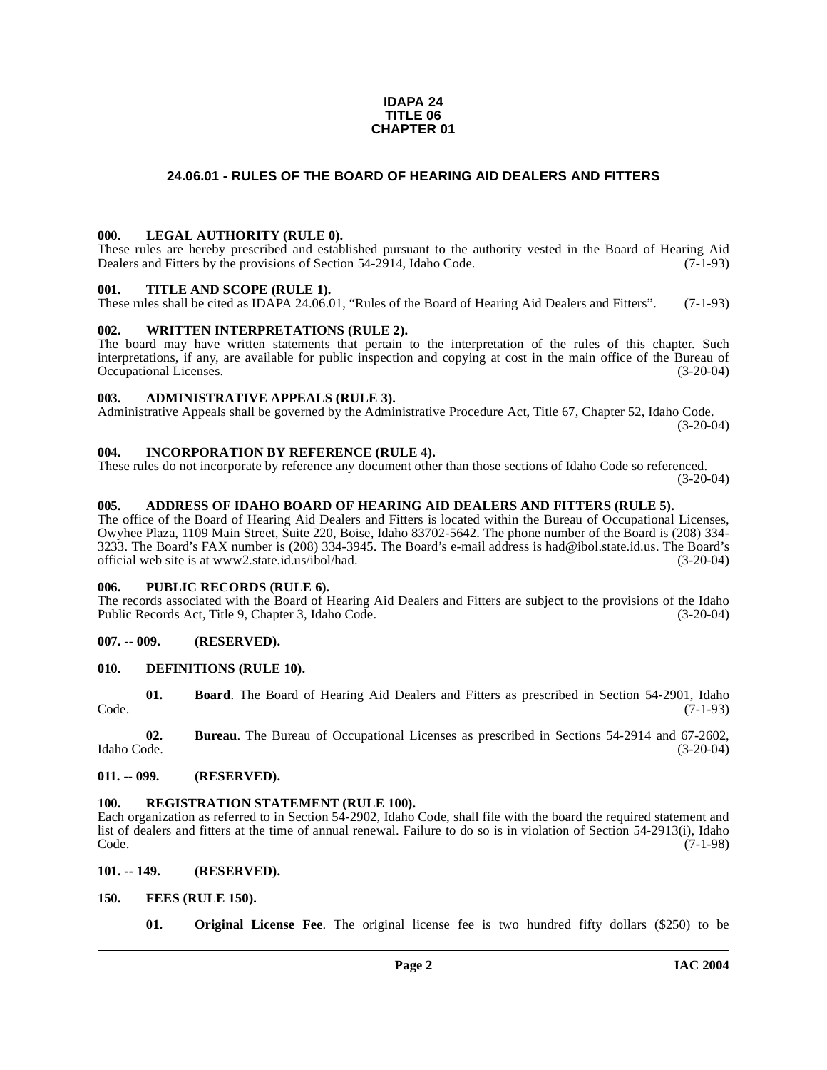**IDAPA 24**
**TITLE 06**
**CHAPTER 01**

## 24.06.01 - RULES OF THE BOARD OF HEARING AID DEALERS AND FITTERS

### 000. LEGAL AUTHORITY (RULE 0).

These rules are hereby prescribed and established pursuant to the authority vested in the Board of Hearing Aid Dealers and Fitters by the provisions of Section 54-2914, Idaho Code. (7-1-93)

### 001. TITLE AND SCOPE (RULE 1).

These rules shall be cited as IDAPA 24.06.01, "Rules of the Board of Hearing Aid Dealers and Fitters". (7-1-93)

### 002. WRITTEN INTERPRETATIONS (RULE 2).

The board may have written statements that pertain to the interpretation of the rules of this chapter. Such interpretations, if any, are available for public inspection and copying at cost in the main office of the Bureau of Occupational Licenses. (3-20-04)

### 003. ADMINISTRATIVE APPEALS (RULE 3).

Administrative Appeals shall be governed by the Administrative Procedure Act, Title 67, Chapter 52, Idaho Code. (3-20-04)

### 004. INCORPORATION BY REFERENCE (RULE 4).

These rules do not incorporate by reference any document other than those sections of Idaho Code so referenced. (3-20-04)

### 005. ADDRESS OF IDAHO BOARD OF HEARING AID DEALERS AND FITTERS (RULE 5).

The office of the Board of Hearing Aid Dealers and Fitters is located within the Bureau of Occupational Licenses, Owyhee Plaza, 1109 Main Street, Suite 220, Boise, Idaho 83702-5642. The phone number of the Board is (208) 334-3233. The Board's FAX number is (208) 334-3945. The Board's e-mail address is had@ibol.state.id.us. The Board's official web site is at www2.state.id.us/ibol/had. (3-20-04)

### 006. PUBLIC RECORDS (RULE 6).

The records associated with the Board of Hearing Aid Dealers and Fitters are subject to the provisions of the Idaho Public Records Act, Title 9, Chapter 3, Idaho Code. (3-20-04)

### 007. -- 009. (RESERVED).

### 010. DEFINITIONS (RULE 10).

**01. Board**. The Board of Hearing Aid Dealers and Fitters as prescribed in Section 54-2901, Idaho Code. (7-1-93)

**02. Bureau**. The Bureau of Occupational Licenses as prescribed in Sections 54-2914 and 67-2602, Idaho Code. (3-20-04)

### 011. -- 099. (RESERVED).

### 100. REGISTRATION STATEMENT (RULE 100).

Each organization as referred to in Section 54-2902, Idaho Code, shall file with the board the required statement and list of dealers and fitters at the time of annual renewal. Failure to do so is in violation of Section 54-2913(i), Idaho Code. (7-1-98)

### 101. -- 149. (RESERVED).

### 150. FEES (RULE 150).

**01. Original License Fee**. The original license fee is two hundred fifty dollars ($250) to be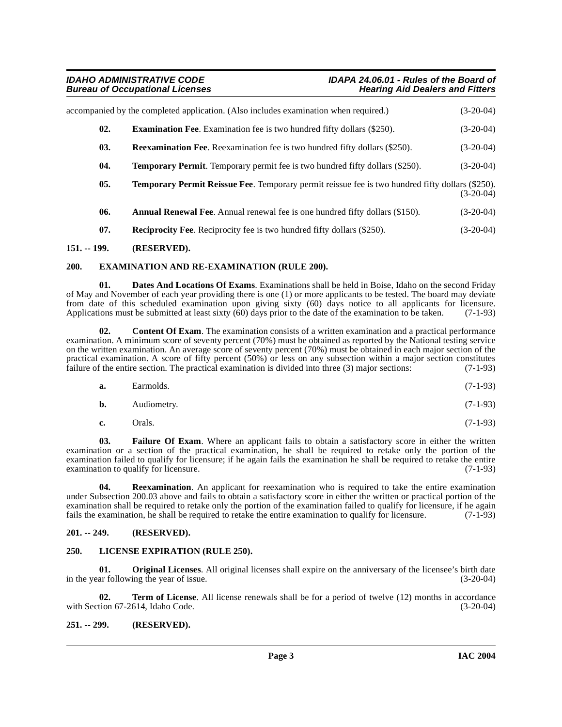accompanied by the completed application. (Also includes examination when required.) (3-20-04)

**02. Examination Fee**. Examination fee is two hundred fifty dollars ($250). (3-20-04)

**03. Reexamination Fee**. Reexamination fee is two hundred fifty dollars ($250). (3-20-04)

**04. Temporary Permit**. Temporary permit fee is two hundred fifty dollars ($250). (3-20-04)

**05. Temporary Permit Reissue Fee**. Temporary permit reissue fee is two hundred fifty dollars ($250). (3-20-04)

**06. Annual Renewal Fee**. Annual renewal fee is one hundred fifty dollars ($150). (3-20-04)

**07. Reciprocity Fee**. Reciprocity fee is two hundred fifty dollars ($250). (3-20-04)

### 151. -- 199. (RESERVED).

### 200. EXAMINATION AND RE-EXAMINATION (RULE 200).

**01. Dates And Locations Of Exams**. Examinations shall be held in Boise, Idaho on the second Friday of May and November of each year providing there is one (1) or more applicants to be tested. The board may deviate from date of this scheduled examination upon giving sixty (60) days notice to all applicants for licensure. Applications must be submitted at least sixty (60) days prior to the date of the examination to be taken. (7-1-93)

**02. Content Of Exam**. The examination consists of a written examination and a practical performance examination. A minimum score of seventy percent (70%) must be obtained as reported by the National testing service on the written examination. An average score of seventy percent (70%) must be obtained in each major section of the practical examination. A score of fifty percent (50%) or less on any subsection within a major section constitutes failure of the entire section. The practical examination is divided into three (3) major sections: (7-1-93)

**a.** Earmolds. (7-1-93)

**b.** Audiometry. (7-1-93)

**c.** Orals. (7-1-93)

**03. Failure Of Exam**. Where an applicant fails to obtain a satisfactory score in either the written examination or a section of the practical examination, he shall be required to retake only the portion of the examination failed to qualify for licensure; if he again fails the examination he shall be required to retake the entire examination to qualify for licensure. (7-1-93)

**04. Reexamination**. An applicant for reexamination who is required to take the entire examination under Subsection 200.03 above and fails to obtain a satisfactory score in either the written or practical portion of the examination shall be required to retake only the portion of the examination failed to qualify for licensure, if he again fails the examination, he shall be required to retake the entire examination to qualify for licensure. (7-1-93)

### 201. -- 249. (RESERVED).

### 250. LICENSE EXPIRATION (RULE 250).

**01. Original Licenses**. All original licenses shall expire on the anniversary of the licensee's birth date in the year following the year of issue. (3-20-04)

**02. Term of License**. All license renewals shall be for a period of twelve (12) months in accordance with Section 67-2614, Idaho Code. (3-20-04)

### 251. -- 299. (RESERVED).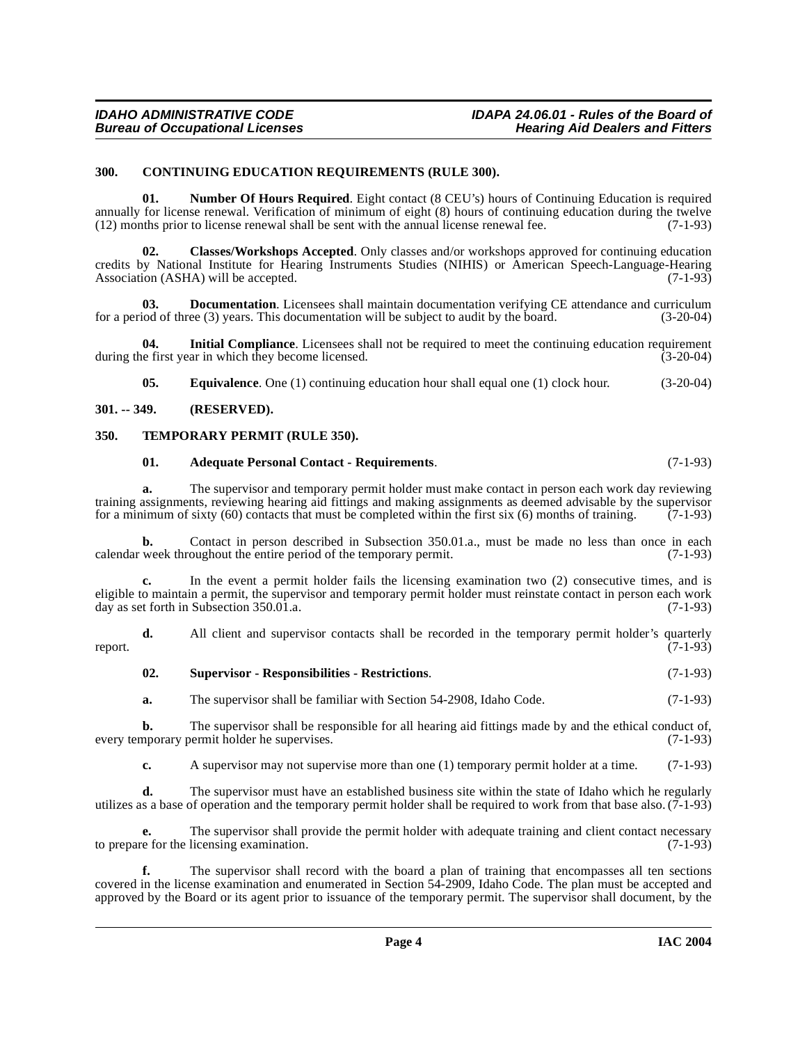### 300. CONTINUING EDUCATION REQUIREMENTS (RULE 300).

**01. Number Of Hours Required**. Eight contact (8 CEU's) hours of Continuing Education is required annually for license renewal. Verification of minimum of eight (8) hours of continuing education during the twelve (12) months prior to license renewal shall be sent with the annual license renewal fee. (7-1-93)

**02. Classes/Workshops Accepted**. Only classes and/or workshops approved for continuing education credits by National Institute for Hearing Instruments Studies (NIHIS) or American Speech-Language-Hearing Association (ASHA) will be accepted. (7-1-93)

**03. Documentation**. Licensees shall maintain documentation verifying CE attendance and curriculum for a period of three (3) years. This documentation will be subject to audit by the board. (3-20-04)

**04. Initial Compliance**. Licensees shall not be required to meet the continuing education requirement during the first year in which they become licensed. (3-20-04)

**05. Equivalence**. One (1) continuing education hour shall equal one (1) clock hour. (3-20-04)

### 301. -- 349. (RESERVED).

### 350. TEMPORARY PERMIT (RULE 350).

**01. Adequate Personal Contact - Requirements**. (7-1-93)

**a.** The supervisor and temporary permit holder must make contact in person each work day reviewing training assignments, reviewing hearing aid fittings and making assignments as deemed advisable by the supervisor for a minimum of sixty (60) contacts that must be completed within the first six (6) months of training. (7-1-93)

**b.** Contact in person described in Subsection 350.01.a., must be made no less than once in each calendar week throughout the entire period of the temporary permit. (7-1-93)

**c.** In the event a permit holder fails the licensing examination two (2) consecutive times, and is eligible to maintain a permit, the supervisor and temporary permit holder must reinstate contact in person each work day as set forth in Subsection 350.01.a. (7-1-93)

**d.** All client and supervisor contacts shall be recorded in the temporary permit holder's quarterly report. (7-1-93)

**02. Supervisor - Responsibilities - Restrictions**. (7-1-93)

**a.** The supervisor shall be familiar with Section 54-2908, Idaho Code. (7-1-93)

**b.** The supervisor shall be responsible for all hearing aid fittings made by and the ethical conduct of, every temporary permit holder he supervises. (7-1-93)

**c.** A supervisor may not supervise more than one (1) temporary permit holder at a time. (7-1-93)

**d.** The supervisor must have an established business site within the state of Idaho which he regularly utilizes as a base of operation and the temporary permit holder shall be required to work from that base also. (7-1-93)

**e.** The supervisor shall provide the permit holder with adequate training and client contact necessary to prepare for the licensing examination. (7-1-93)

**f.** The supervisor shall record with the board a plan of training that encompasses all ten sections covered in the license examination and enumerated in Section 54-2909, Idaho Code. The plan must be accepted and approved by the Board or its agent prior to issuance of the temporary permit. The supervisor shall document, by the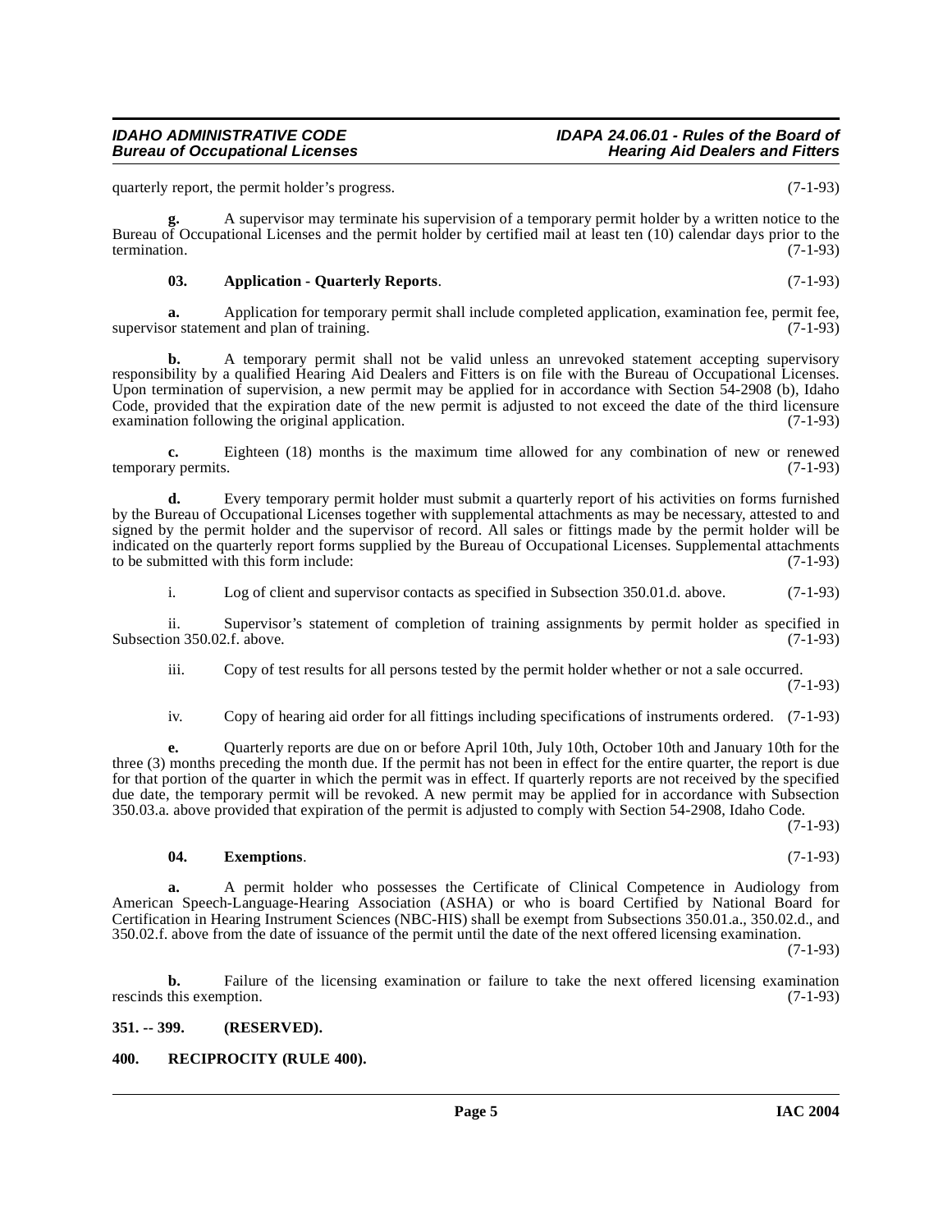quarterly report, the permit holder's progress. (7-1-93)

**g.** A supervisor may terminate his supervision of a temporary permit holder by a written notice to the Bureau of Occupational Licenses and the permit holder by certified mail at least ten (10) calendar days prior to the termination. (7-1-93)

**03. Application - Quarterly Reports**. (7-1-93)

**a.** Application for temporary permit shall include completed application, examination fee, permit fee, supervisor statement and plan of training. (7-1-93)

**b.** A temporary permit shall not be valid unless an unrevoked statement accepting supervisory responsibility by a qualified Hearing Aid Dealers and Fitters is on file with the Bureau of Occupational Licenses. Upon termination of supervision, a new permit may be applied for in accordance with Section 54-2908 (b), Idaho Code, provided that the expiration date of the new permit is adjusted to not exceed the date of the third licensure examination following the original application. (7-1-93)

**c.** Eighteen (18) months is the maximum time allowed for any combination of new or renewed temporary permits. (7-1-93)

**d.** Every temporary permit holder must submit a quarterly report of his activities on forms furnished by the Bureau of Occupational Licenses together with supplemental attachments as may be necessary, attested to and signed by the permit holder and the supervisor of record. All sales or fittings made by the permit holder will be indicated on the quarterly report forms supplied by the Bureau of Occupational Licenses. Supplemental attachments to be submitted with this form include: (7-1-93)

i. Log of client and supervisor contacts as specified in Subsection 350.01.d. above. (7-1-93)

ii. Supervisor's statement of completion of training assignments by permit holder as specified in Subsection 350.02.f. above. (7-1-93)

iii. Copy of test results for all persons tested by the permit holder whether or not a sale occurred. (7-1-93)

iv. Copy of hearing aid order for all fittings including specifications of instruments ordered. (7-1-93)

**e.** Quarterly reports are due on or before April 10th, July 10th, October 10th and January 10th for the three (3) months preceding the month due. If the permit has not been in effect for the entire quarter, the report is due for that portion of the quarter in which the permit was in effect. If quarterly reports are not received by the specified due date, the temporary permit will be revoked. A new permit may be applied for in accordance with Subsection 350.03.a. above provided that expiration of the permit is adjusted to comply with Section 54-2908, Idaho Code. (7-1-93)

**04. Exemptions**. (7-1-93)

**a.** A permit holder who possesses the Certificate of Clinical Competence in Audiology from American Speech-Language-Hearing Association (ASHA) or who is board Certified by National Board for Certification in Hearing Instrument Sciences (NBC-HIS) shall be exempt from Subsections 350.01.a., 350.02.d., and 350.02.f. above from the date of issuance of the permit until the date of the next offered licensing examination. (7-1-93)

**b.** Failure of the licensing examination or failure to take the next offered licensing examination rescinds this exemption. (7-1-93)

**351. -- 399. (RESERVED).**

**400. RECIPROCITY (RULE 400).**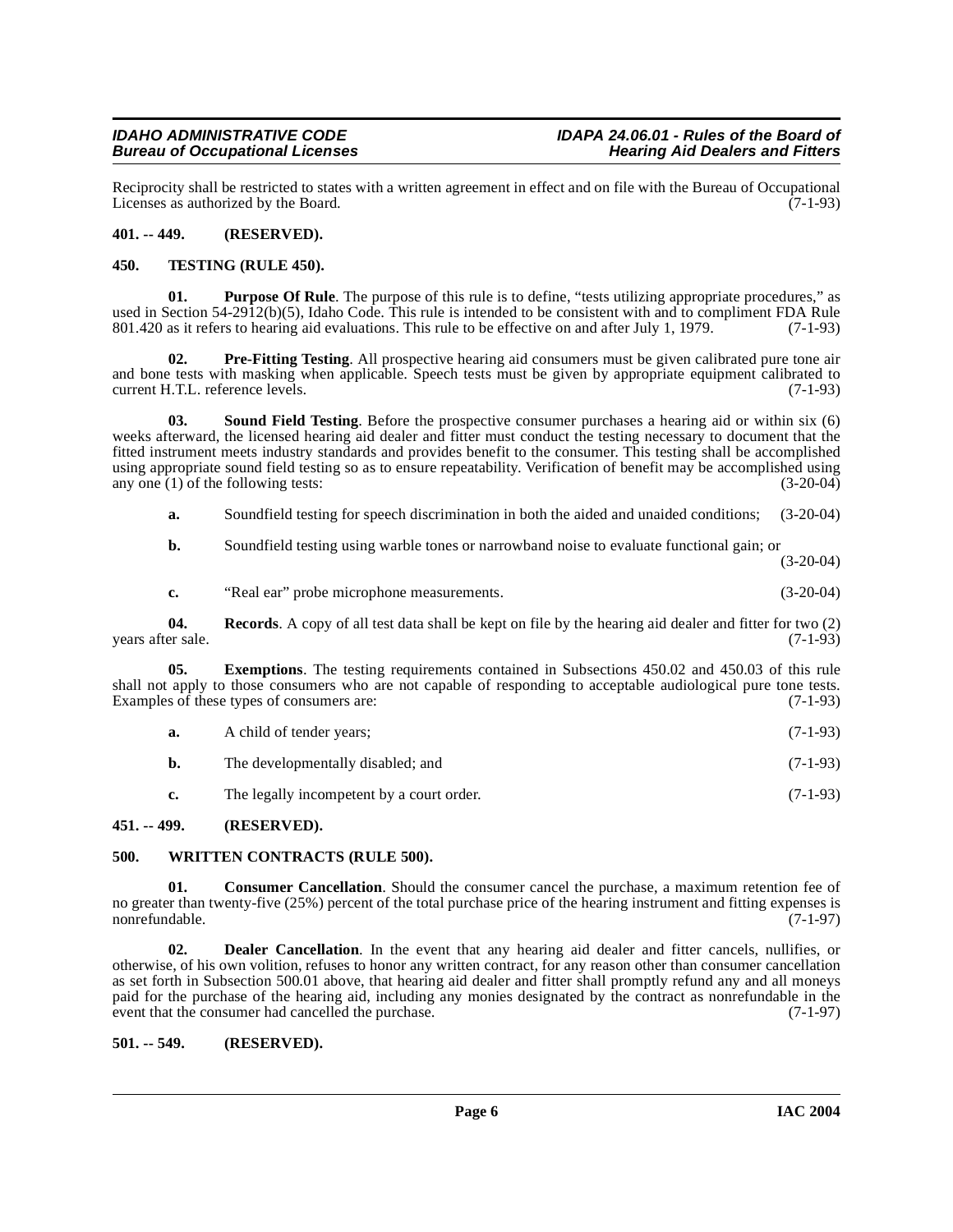Reciprocity shall be restricted to states with a written agreement in effect and on file with the Bureau of Occupational Licenses as authorized by the Board. (7-1-93)

### 401. -- 449. (RESERVED).

### 450. TESTING (RULE 450).

**01. Purpose Of Rule**. The purpose of this rule is to define, "tests utilizing appropriate procedures," as used in Section 54-2912(b)(5), Idaho Code. This rule is intended to be consistent with and to compliment FDA Rule 801.420 as it refers to hearing aid evaluations. This rule to be effective on and after July 1, 1979. (7-1-93)

**02. Pre-Fitting Testing**. All prospective hearing aid consumers must be given calibrated pure tone air and bone tests with masking when applicable. Speech tests must be given by appropriate equipment calibrated to current H.T.L. reference levels. (7-1-93)

**03. Sound Field Testing**. Before the prospective consumer purchases a hearing aid or within six (6) weeks afterward, the licensed hearing aid dealer and fitter must conduct the testing necessary to document that the fitted instrument meets industry standards and provides benefit to the consumer. This testing shall be accomplished using appropriate sound field testing so as to ensure repeatability. Verification of benefit may be accomplished using any one (1) of the following tests: (3-20-04)

**a.** Soundfield testing for speech discrimination in both the aided and unaided conditions; (3-20-04)

**b.** Soundfield testing using warble tones or narrowband noise to evaluate functional gain; or (3-20-04)

**c.** "Real ear" probe microphone measurements. (3-20-04)

**04. Records**. A copy of all test data shall be kept on file by the hearing aid dealer and fitter for two (2) years after sale. (7-1-93)

**05. Exemptions**. The testing requirements contained in Subsections 450.02 and 450.03 of this rule shall not apply to those consumers who are not capable of responding to acceptable audiological pure tone tests. Examples of these types of consumers are: (7-1-93)

**a.** A child of tender years; (7-1-93)

**b.** The developmentally disabled; and (7-1-93)

**c.** The legally incompetent by a court order. (7-1-93)

### 451. -- 499. (RESERVED).

### 500. WRITTEN CONTRACTS (RULE 500).

**01. Consumer Cancellation**. Should the consumer cancel the purchase, a maximum retention fee of no greater than twenty-five (25%) percent of the total purchase price of the hearing instrument and fitting expenses is nonrefundable. (7-1-97)

**02. Dealer Cancellation**. In the event that any hearing aid dealer and fitter cancels, nullifies, or otherwise, of his own volition, refuses to honor any written contract, for any reason other than consumer cancellation as set forth in Subsection 500.01 above, that hearing aid dealer and fitter shall promptly refund any and all moneys paid for the purchase of the hearing aid, including any monies designated by the contract as nonrefundable in the event that the consumer had cancelled the purchase. (7-1-97)

### 501. -- 549. (RESERVED).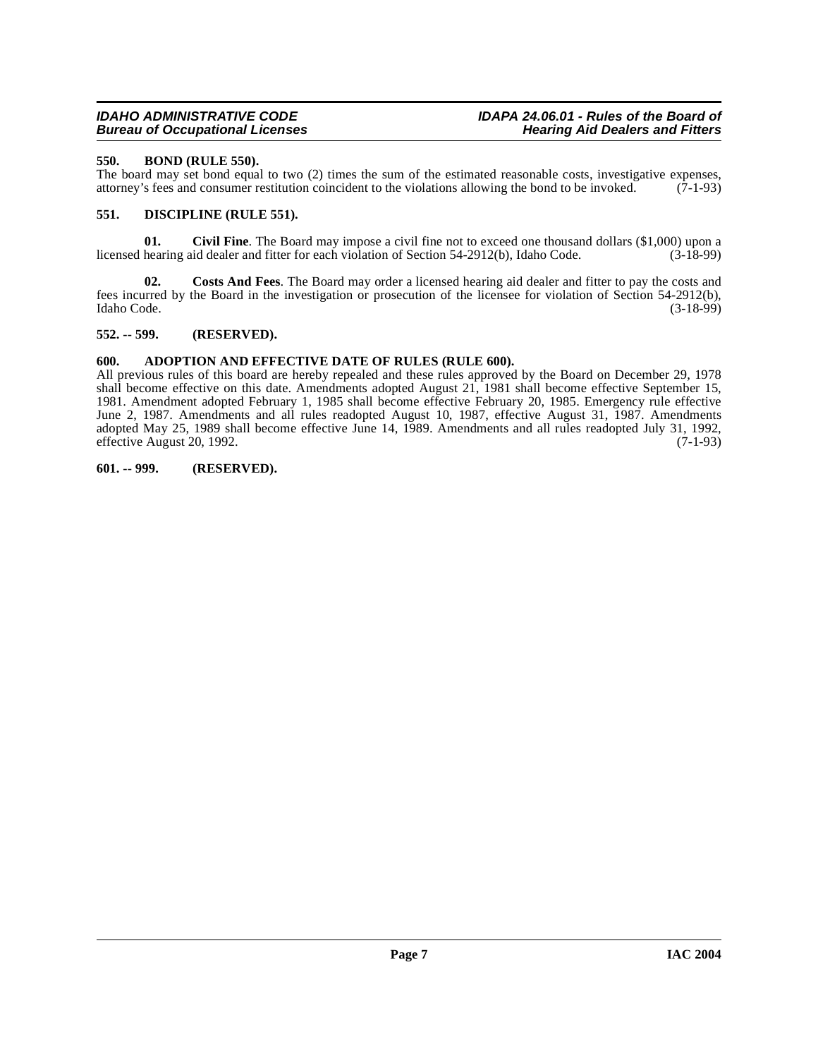### 550. BOND (RULE 550).

The board may set bond equal to two (2) times the sum of the estimated reasonable costs, investigative expenses, attorney's fees and consumer restitution coincident to the violations allowing the bond to be invoked. (7-1-93)

### 551. DISCIPLINE (RULE 551).

**01. Civil Fine**. The Board may impose a civil fine not to exceed one thousand dollars ($1,000) upon a licensed hearing aid dealer and fitter for each violation of Section 54-2912(b), Idaho Code. (3-18-99)

**02. Costs And Fees**. The Board may order a licensed hearing aid dealer and fitter to pay the costs and fees incurred by the Board in the investigation or prosecution of the licensee for violation of Section 54-2912(b), Idaho Code. (3-18-99)

### 552. -- 599. (RESERVED).

### 600. ADOPTION AND EFFECTIVE DATE OF RULES (RULE 600).

All previous rules of this board are hereby repealed and these rules approved by the Board on December 29, 1978 shall become effective on this date. Amendments adopted August 21, 1981 shall become effective September 15, 1981. Amendment adopted February 1, 1985 shall become effective February 20, 1985. Emergency rule effective June 2, 1987. Amendments and all rules readopted August 10, 1987, effective August 31, 1987. Amendments adopted May 25, 1989 shall become effective June 14, 1989. Amendments and all rules readopted July 31, 1992, effective August 20, 1992. (7-1-93)

### 601. -- 999. (RESERVED).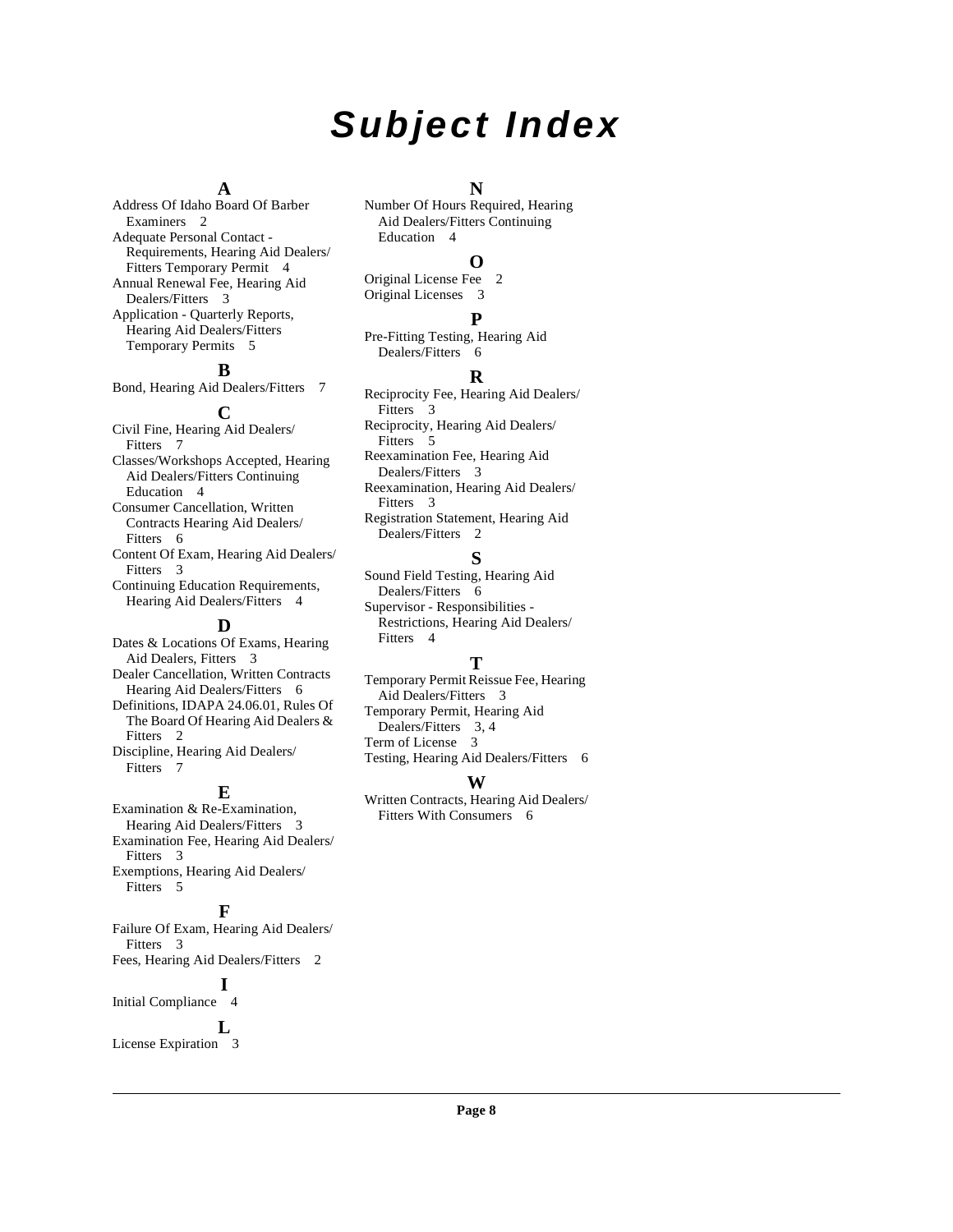# Subject Index

## A

Address Of Idaho Board Of Barber Examiners 2
Adequate Personal Contact - Requirements, Hearing Aid Dealers/ Fitters Temporary Permit 4
Annual Renewal Fee, Hearing Aid Dealers/Fitters 3
Application - Quarterly Reports, Hearing Aid Dealers/Fitters Temporary Permits 5

## B

Bond, Hearing Aid Dealers/Fitters 7

## C

Civil Fine, Hearing Aid Dealers/ Fitters 7
Classes/Workshops Accepted, Hearing Aid Dealers/Fitters Continuing Education 4
Consumer Cancellation, Written Contracts Hearing Aid Dealers/ Fitters 6
Content Of Exam, Hearing Aid Dealers/ Fitters 3
Continuing Education Requirements, Hearing Aid Dealers/Fitters 4

## D

Dates & Locations Of Exams, Hearing Aid Dealers, Fitters 3
Dealer Cancellation, Written Contracts Hearing Aid Dealers/Fitters 6
Definitions, IDAPA 24.06.01, Rules Of The Board Of Hearing Aid Dealers & Fitters 2
Discipline, Hearing Aid Dealers/ Fitters 7

## E

Examination & Re-Examination, Hearing Aid Dealers/Fitters 3
Examination Fee, Hearing Aid Dealers/ Fitters 3
Exemptions, Hearing Aid Dealers/ Fitters 5

## F

Failure Of Exam, Hearing Aid Dealers/ Fitters 3
Fees, Hearing Aid Dealers/Fitters 2

## I

Initial Compliance 4

## L

License Expiration 3

## N

Number Of Hours Required, Hearing Aid Dealers/Fitters Continuing Education 4

## O

Original License Fee 2
Original Licenses 3

## P

Pre-Fitting Testing, Hearing Aid Dealers/Fitters 6

## R

Reciprocity Fee, Hearing Aid Dealers/ Fitters 3
Reciprocity, Hearing Aid Dealers/ Fitters 5
Reexamination Fee, Hearing Aid Dealers/Fitters 3
Reexamination, Hearing Aid Dealers/ Fitters 3
Registration Statement, Hearing Aid Dealers/Fitters 2

## S

Sound Field Testing, Hearing Aid Dealers/Fitters 6
Supervisor - Responsibilities - Restrictions, Hearing Aid Dealers/ Fitters 4

## T

Temporary Permit Reissue Fee, Hearing Aid Dealers/Fitters 3
Temporary Permit, Hearing Aid Dealers/Fitters 3, 4
Term of License 3
Testing, Hearing Aid Dealers/Fitters 6

## W

Written Contracts, Hearing Aid Dealers/ Fitters With Consumers 6